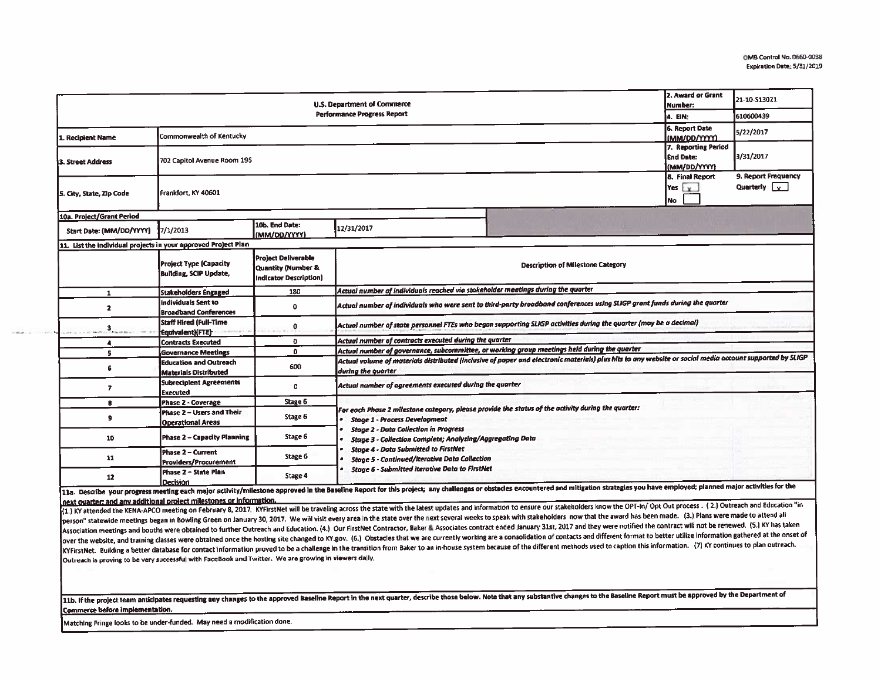OMB Control No. 0660-0038
Expiration Date: 5/31/2019

| U.S. Department of Commerce<br>Performance Progress Report | | | | 2. Award or Grant Number: | 21-10-S13021 |
|---|---|---|---|---|---|
| | | | | 4. EIN: | 610600439 |
| 1. Recipient Name | Commonwealth of Kentucky | | | 6. Report Date (MM/DD/YYYY) | 5/22/2017 |
| 3. Street Address | 702 Capitol Avenue Room 195 | | | 7. Reporting Period End Date: (MM/DD/YYYY) | 3/31/2017 |
| 5. City, State, Zip Code | Frankfort, KY 40601 | | | 8. Final Report<br>Yes [x]<br>No [ ] | 9. Report Frequency<br>Quarterly [x] |
| 10a. Project/Grant Period | | | | | |
| Start Date: (MM/DD/YYYY) | 7/1/2013 | 10b. End Date: (MM/DD/YYYY) | 12/31/2017 | | |

**11. List the individual projects in your approved Project Plan**

| | Project Type (Capacity Building, SCIP Update, | Project Deliverable Quantity (Number & Indicator Description) | Description of Milestone Category |
|---|---|---|---|
| 1 | Stakeholders Engaged | 180 | *Actual number of individuals reached via stakeholder meetings during the quarter* |
| 2 | Individuals Sent to Broadband Conferences | 0 | *Actual number of individuals who were sent to third-party broadband conferences using SLIGP grant funds during the quarter* |
| 3 | Staff Hired (Full-Time Equivalent)(FTE) | 0 | *Actual number of state personnel FTEs who began supporting SLIGP activities during the quarter (may be a decimal)* |
| 4 | Contracts Executed | 0 | *Actual number of contracts executed during the quarter* |
| 5 | Governance Meetings | 0 | *Actual number of governance, subcommittee, or working group meetings held during the quarter* |
| 6 | Education and Outreach Materials Distributed | 600 | *Actual volume of materials distributed (inclusive of paper and electronic materials) plus hits to any website or social media account supported by SLIGP during the quarter* |
| 7 | Subrecipient Agreements Executed | 0 | *Actual number of agreements executed during the quarter* |
| 8 | Phase 2 - Coverage | Stage 6 | *For each Phase 2 milestone category, please provide the status of the activity during the quarter:*<br>• *Stage 1 - Process Development*<br>• *Stage 2 - Data Collection in Progress*<br>• *Stage 3 - Collection Complete; Analyzing/Aggregating Data*<br>• *Stage 4 - Data Submitted to FirstNet*<br>• *Stage 5 - Continued/Iterative Data Collection*<br>• *Stage 6 - Submitted Iterative Data to FirstNet* |
| 9 | Phase 2 – Users and Their Operational Areas | Stage 6 | |
| 10 | Phase 2 – Capacity Planning | Stage 6 | |
| 11 | Phase 2 – Current Providers/Procurement | Stage 6 | |
| 12 | Phase 2 – State Plan Decision | Stage 4 | |

**11a. Describe your progress meeting each major activity/milestone approved in the Baseline Report for this project; any challenges or obstacles encountered and mitigation strategies you have employed; planned major activities for the next quarter; and any additional project milestones or information.**

(1.) KY attended the KENA-APCO meeting on February 8, 2017. KYFirstNet will be traveling across the state with the latest updates and information to ensure our stakeholders know the OPT-In/ Opt Out process . ( 2.) Outreach and Education "in person" statewide meetings began in Bowling Green on January 30, 2017. We will visit every area in the state over the next several weeks to speak with stakeholders now that the award has been made. (3.) Plans were made to attend all Association meetings and booths were obtained to further Outreach and Education. (4.) Our FirstNet Contractor, Baker & Associates contract ended January 31st, 2017 and they were notified the contract will not be renewed. (5.) KY has taken over the website, and training classes were obtained once the hosting site changed to KY.gov. (6.) Obstacles that we are currently working are a consolidation of contacts and different format to better utilize information gathered at the onset of KYFirstNet. Building a better database for contact information proved to be a challenge in the transition from Baker to an in-house system because of the different methods used to caption this information. (7) KY continues to plan outreach. Outreach is proving to be very successful with FaceBook and Twitter. We are growing in viewers daily.

**11b. If the project team anticipates requesting any changes to the approved Baseline Report in the next quarter, describe those below. Note that any substantive changes to the Baseline Report must be approved by the Department of Commerce before implementation.**

Matching Fringe looks to be under-funded. May need a modification done.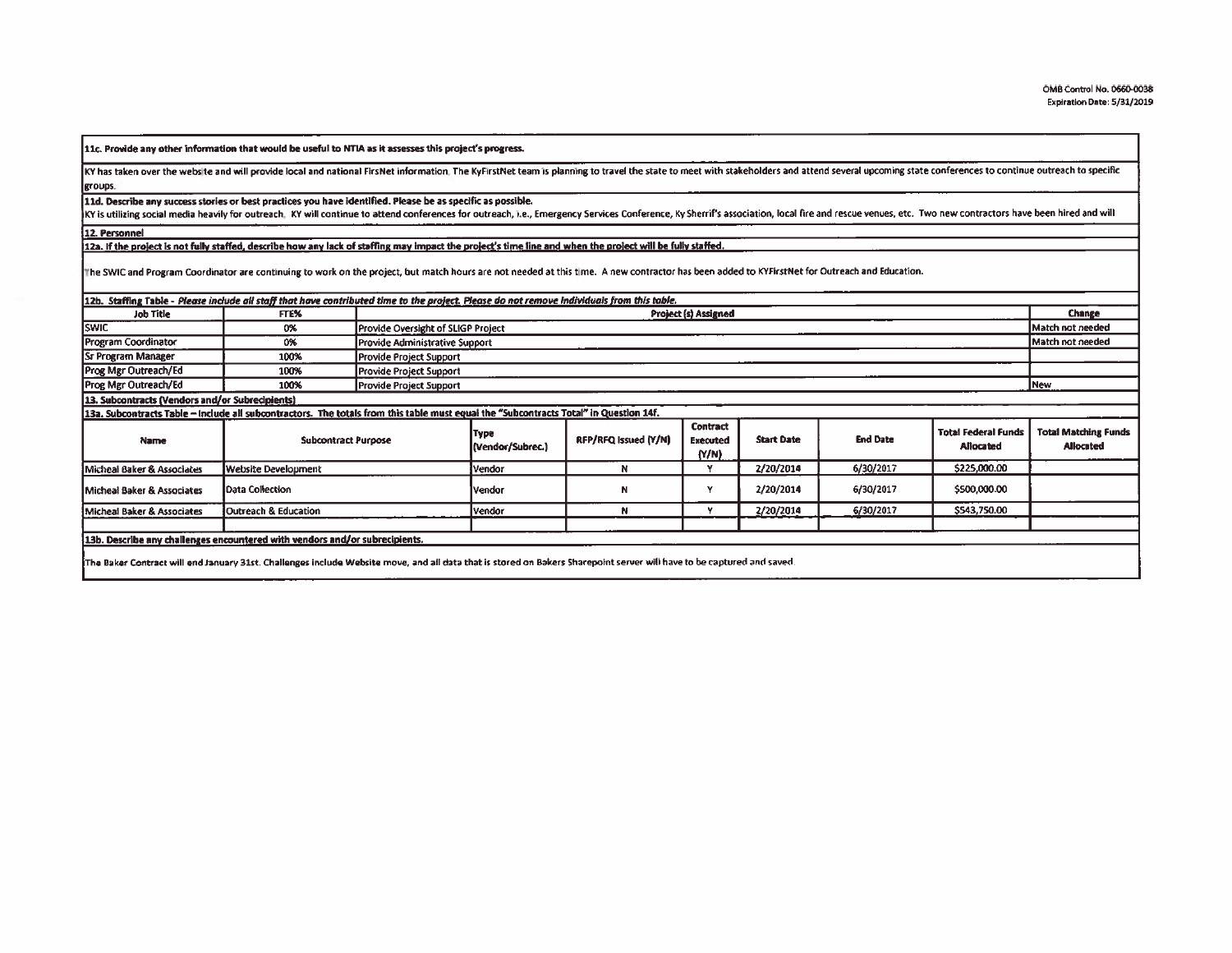**11c. Provide any other information that would be useful to NTIA as it assesses this project's progress.**

KY has taken over the website and will provide local and national FirsNet information. The KyFirstNet team is planning to travel the state to meet with stakeholders and attend several upcoming state conferences to continue outreach to specific groups.

**11d. Describe any success stories or best practices you have identified. Please be as specific as possible.**

KY is utilizing social media heavily for outreach. KY will continue to attend conferences for outreach, i.e., Emergency Services Conference, Ky Sherrif's association, local fire and rescue venues, etc. Two new contractors have been hired and will

## 12. Personnel

**12a. If the project is not fully staffed, describe how any lack of staffing may impact the project's time line and when the project will be fully staffed.**

The SWIC and Program Coordinator are continuing to work on the project, but match hours are not needed at this time. A new contractor has been added to KYFirstNet for Outreach and Education.

**12b. Staffing Table** - *Please include all staff that have contributed time to the project. Please do not remove individuals from this table.*

| Job Title | FTE% | Project (s) Assigned | Change |
|---|---|---|---|
| SWIC | 0% | Provide Oversight of SLIGP Project | Match not needed |
| Program Coordinator | 0% | Provide Administrative Support | Match not needed |
| Sr Program Manager | 100% | Provide Project Support | |
| Prog Mgr Outreach/Ed | 100% | Provide Project Support | |
| Prog Mgr Outreach/Ed | 100% | Provide Project Support | New |

## 13. Subcontracts (Vendors and/or Subrecipients)

**13a. Subcontracts Table – Include all subcontractors. The totals from this table must equal the "Subcontracts Total" in Question 14f.**

| Name | Subcontract Purpose | Type (Vendor/Subrec.) | RFP/RFQ Issued (Y/N) | Contract Executed (Y/N) | Start Date | End Date | Total Federal Funds Allocated | Total Matching Funds Allocated |
|---|---|---|---|---|---|---|---|---|
| Micheal Baker & Associates | Website Development | Vendor | N | Y | 2/20/2014 | 6/30/2017 | $225,000.00 | |
| Micheal Baker & Associates | Data Collection | Vendor | N | Y | 2/20/2014 | 6/30/2017 | $500,000.00 | |
| Micheal Baker & Associates | Outreach & Education | Vendor | N | Y | 2/20/2014 | 6/30/2017 | $543,750.00 | |
| | | | | | | | | |

**13b. Describe any challenges encountered with vendors and/or subrecipients.**

The Baker Contract will end January 31st. Challenges include Website move, and all data that is stored on Bakers Sharepoint server will have to be captured and saved.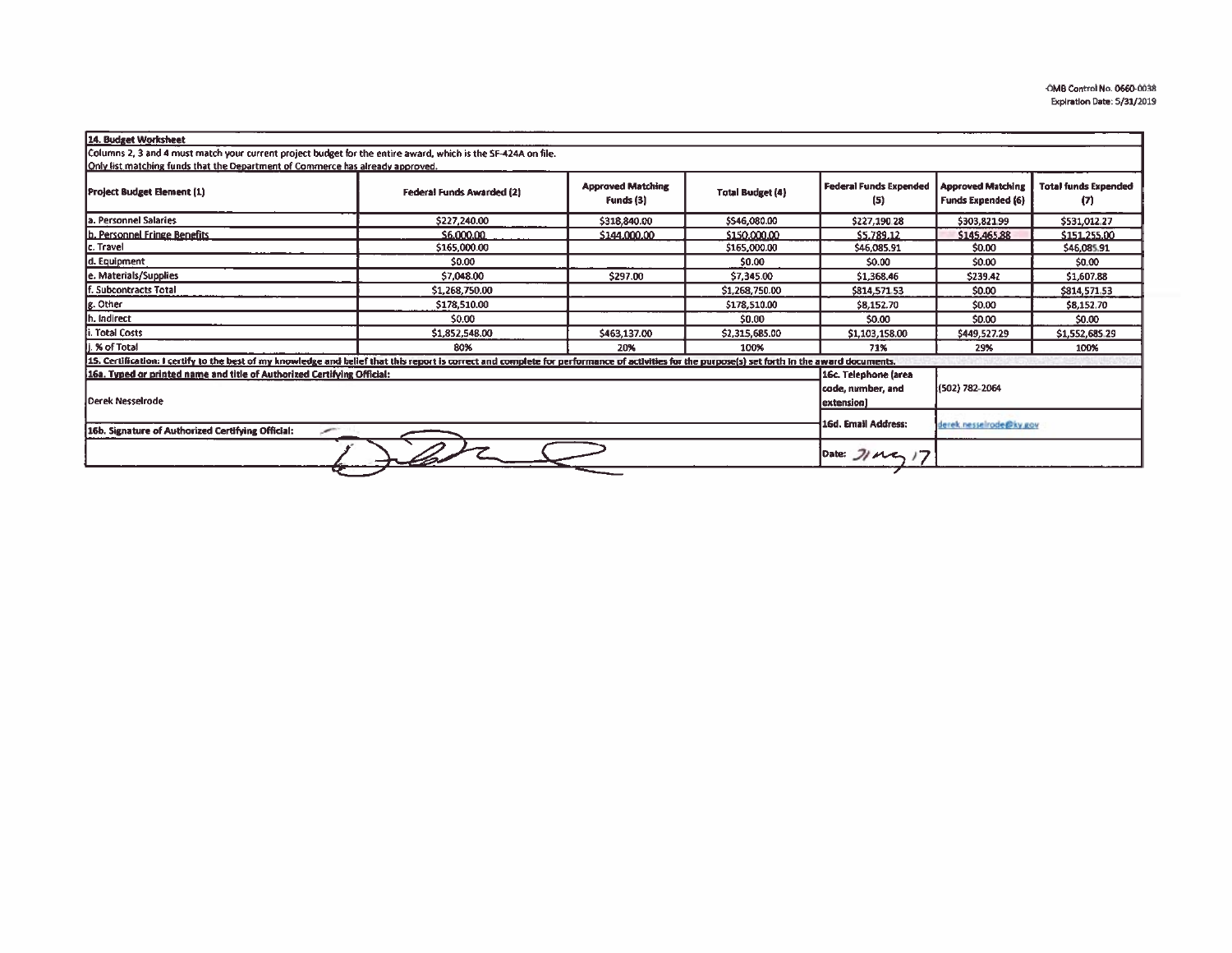OMB Control No. 0660-0038
Expiration Date: 5/31/2019

**14. Budget Worksheet**

Columns 2, 3 and 4 must match your current project budget for the entire award, which is the SF-424A on file.
Only list matching funds that the Department of Commerce has already approved.

| Project Budget Element (1) | Federal Funds Awarded (2) | Approved Matching Funds (3) | Total Budget (4) | Federal Funds Expended (5) | Approved Matching Funds Expended (6) | Total funds Expended (7) |
|---|---|---|---|---|---|---|
| a. Personnel Salaries | $227,240.00 | $318,840.00 | $546,080.00 | $227,190.28 | $303,821.99 | $531,012.27 |
| b. Personnel Fringe Benefits | $6,000.00 | $144,000.00 | $150,000.00 | $5,789.12 | $145,465.88 | $151,255.00 |
| c. Travel | $165,000.00 | | $165,000.00 | $46,085.91 | $0.00 | $46,085.91 |
| d. Equipment | $0.00 | | $0.00 | $0.00 | $0.00 | $0.00 |
| e. Materials/Supplies | $7,048.00 | $297.00 | $7,345.00 | $1,368.46 | $239.42 | $1,607.88 |
| f. Subcontracts Total | $1,268,750.00 | | $1,268,750.00 | $814,571.53 | $0.00 | $814,571.53 |
| g. Other | $178,510.00 | | $178,510.00 | $8,152.70 | $0.00 | $8,152.70 |
| h. Indirect | $0.00 | | $0.00 | $0.00 | $0.00 | $0.00 |
| i. Total Costs | $1,852,548.00 | $463,137.00 | $2,315,685.00 | $1,103,158.00 | $449,527.29 | $1,552,685.29 |
| j. % of Total | 80% | 20% | 100% | 71% | 29% | 100% |

**15. Certification:** I certify to the best of my knowledge and belief that this report is correct and complete for performance of activities for the purpose(s) set forth in the award documents.

| | | |
|---|---|---|
| **16a. Typed or printed name and title of Authorized Certifying Official:** Derek Nesselrode | 16c. Telephone (area code, number, and extension) | (502) 782-2064 |
| **16b. Signature of Authorized Certifying Official:** | 16d. Email Address: | derek.nesselrode@ky.gov |
| | Date: 31 Aug 17 | |